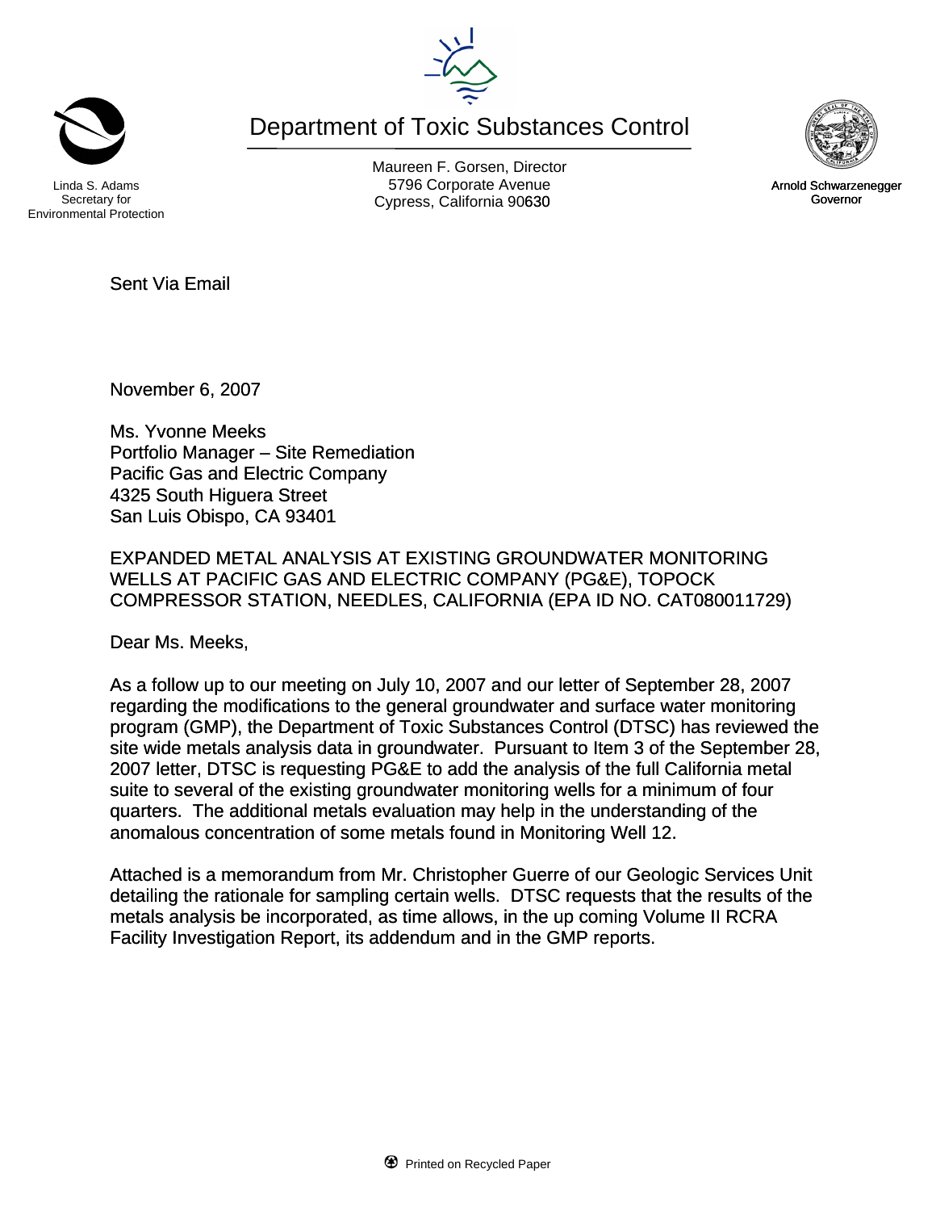Linda S. Adams
Secretary for
Environmental Protection

# Department of Toxic Substances Control

Maureen F. Gorsen, Director
5796 Corporate Avenue
Cypress, California 90630

Arnold Schwarzenegger
Governor

Sent Via Email

November 6, 2007

Ms. Yvonne Meeks
Portfolio Manager – Site Remediation
Pacific Gas and Electric Company
4325 South Higuera Street
San Luis Obispo, CA 93401

EXPANDED METAL ANALYSIS AT EXISTING GROUNDWATER MONITORING WELLS AT PACIFIC GAS AND ELECTRIC COMPANY (PG&E), TOPOCK COMPRESSOR STATION, NEEDLES, CALIFORNIA (EPA ID NO. CAT080011729)

Dear Ms. Meeks,

As a follow up to our meeting on July 10, 2007 and our letter of September 28, 2007 regarding the modifications to the general groundwater and surface water monitoring program (GMP), the Department of Toxic Substances Control (DTSC) has reviewed the site wide metals analysis data in groundwater. Pursuant to Item 3 of the September 28, 2007 letter, DTSC is requesting PG&E to add the analysis of the full California metal suite to several of the existing groundwater monitoring wells for a minimum of four quarters. The additional metals evaluation may help in the understanding of the anomalous concentration of some metals found in Monitoring Well 12.

Attached is a memorandum from Mr. Christopher Guerre of our Geologic Services Unit detailing the rationale for sampling certain wells. DTSC requests that the results of the metals analysis be incorporated, as time allows, in the up coming Volume II RCRA Facility Investigation Report, its addendum and in the GMP reports.

Printed on Recycled Paper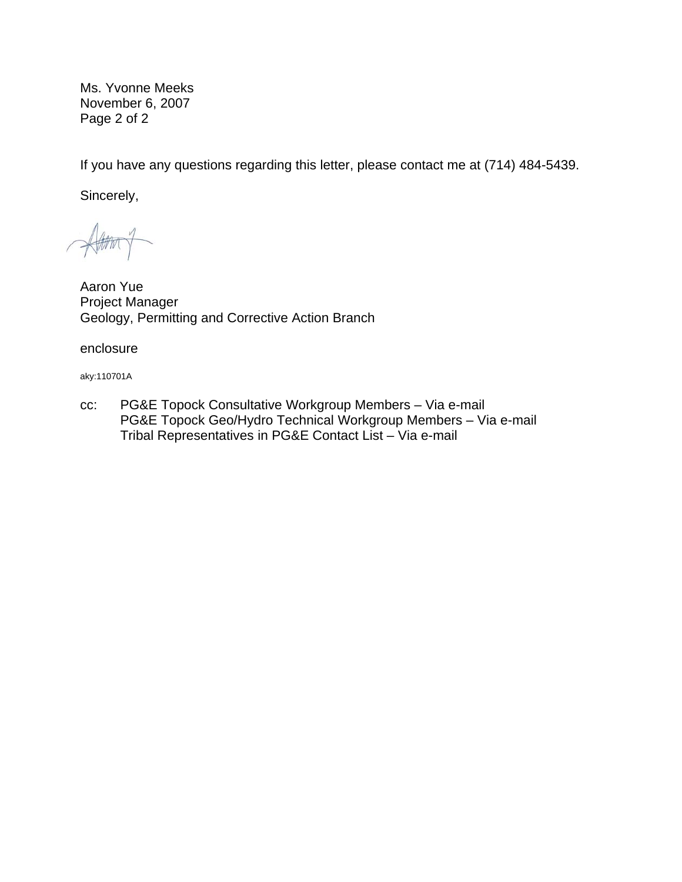Ms. Yvonne Meeks
November 6, 2007

If you have any questions regarding this letter, please contact me at (714) 484-5439.

Sincerely,

Aaron Yue
Project Manager
Geology, Permitting and Corrective Action Branch

enclosure

aky:110701A

cc: PG&E Topock Consultative Workgroup Members – Via e-mail
PG&E Topock Geo/Hydro Technical Workgroup Members – Via e-mail
Tribal Representatives in PG&E Contact List – Via e-mail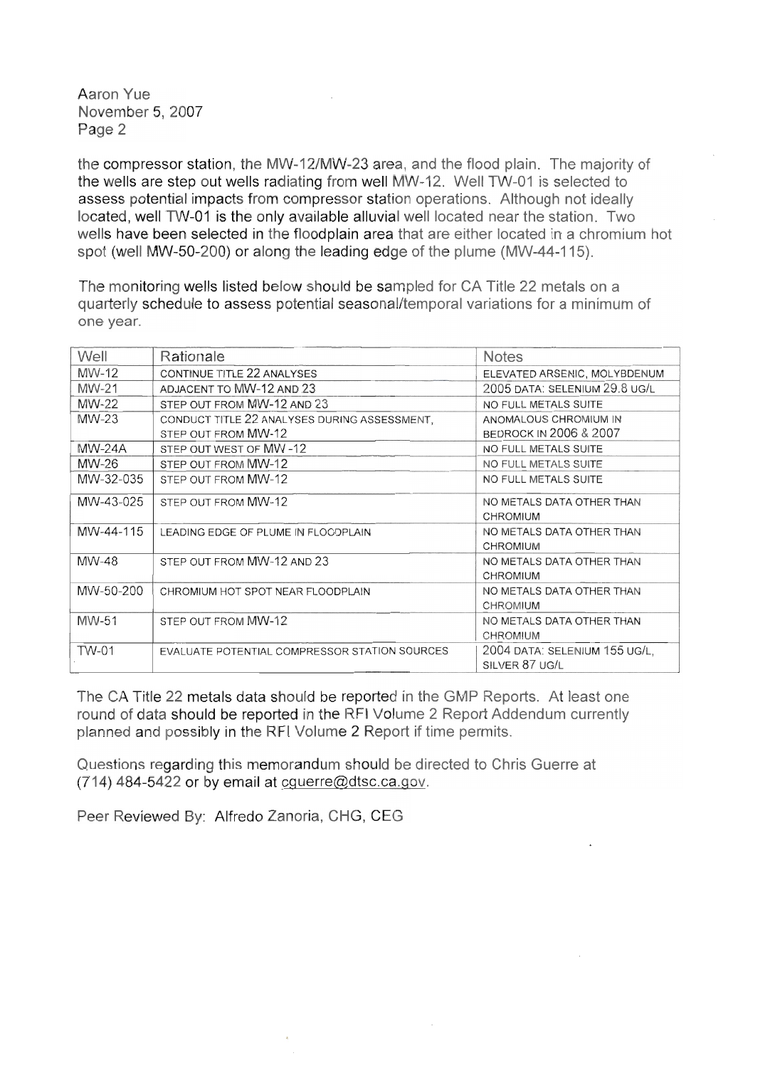Aaron Yue
November 5, 2007
Page 2

the compressor station, the MW-12/MW-23 area, and the flood plain. The majority of the wells are step out wells radiating from well MW-12. Well TW-01 is selected to assess potential impacts from compressor station operations. Although not ideally located, well TW-01 is the only available alluvial well located near the station. Two wells have been selected in the floodplain area that are either located in a chromium hot spot (well MW-50-200) or along the leading edge of the plume (MW-44-115).

The monitoring wells listed below should be sampled for CA Title 22 metals on a quarterly schedule to assess potential seasonal/temporal variations for a minimum of one year.

| Well | Rationale | Notes |
|---|---|---|
| MW-12 | CONTINUE TITLE 22 ANALYSES | ELEVATED ARSENIC, MOLYBDENUM |
| MW-21 | ADJACENT TO MW-12 AND 23 | 2005 DATA: SELENIUM 29.8 UG/L |
| MW-22 | STEP OUT FROM MW-12 AND 23 | NO FULL METALS SUITE |
| MW-23 | CONDUCT TITLE 22 ANALYSES DURING ASSESSMENT, STEP OUT FROM MW-12 | ANOMALOUS CHROMIUM IN BEDROCK IN 2006 & 2007 |
| MW-24A | STEP OUT WEST OF MW -12 | NO FULL METALS SUITE |
| MW-26 | STEP OUT FROM MW-12 | NO FULL METALS SUITE |
| MW-32-035 | STEP OUT FROM MW-12 | NO FULL METALS SUITE |
| MW-43-025 | STEP OUT FROM MW-12 | NO METALS DATA OTHER THAN CHROMIUM |
| MW-44-115 | LEADING EDGE OF PLUME IN FLOODPLAIN | NO METALS DATA OTHER THAN CHROMIUM |
| MW-48 | STEP OUT FROM MW-12 AND 23 | NO METALS DATA OTHER THAN CHROMIUM |
| MW-50-200 | CHROMIUM HOT SPOT NEAR FLOODPLAIN | NO METALS DATA OTHER THAN CHROMIUM |
| MW-51 | STEP OUT FROM MW-12 | NO METALS DATA OTHER THAN CHROMIUM |
| TW-01 | EVALUATE POTENTIAL COMPRESSOR STATION SOURCES | 2004 DATA: SELENIUM 155 UG/L, SILVER 87 UG/L |

The CA Title 22 metals data should be reported in the GMP Reports. At least one round of data should be reported in the RFI Volume 2 Report Addendum currently planned and possibly in the RFI Volume 2 Report if time permits.

Questions regarding this memorandum should be directed to Chris Guerre at (714) 484-5422 or by email at cguerre@dtsc.ca.gov.

Peer Reviewed By: Alfredo Zanoria, CHG, CEG